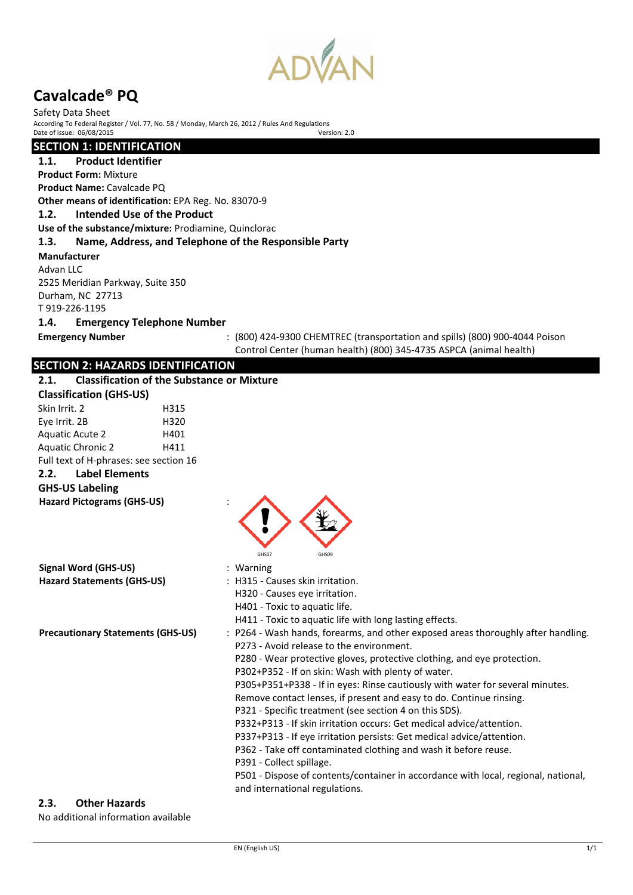ADVAN

# Cavalcade® PQ

Safety Data Sheet

According To Federal Register / Vol. 77, No. 58 / Monday, March 26, 2012 / Rules And Regulations

Date of issue: 06/08/2015 Version: 2.0

## SECTION 1: IDENTIFICATION

### 1.1. Product Identifier

**Product Form:** Mixture

**Product Name:** Cavalcade PQ

**Other means of identification:** EPA Reg. No. 83070-9

### 1.2. Intended Use of the Product

**Use of the substance/mixture:** Prodiamine, Quinclorac

### 1.3. Name, Address, and Telephone of the Responsible Party

**Manufacturer**

Advan LLC
2525 Meridian Parkway, Suite 350
Durham, NC 27713
T 919-226-1195

### 1.4. Emergency Telephone Number

**Emergency Number** : (800) 424-9300 CHEMTREC (transportation and spills) (800) 900-4044 Poison Control Center (human health) (800) 345-4735 ASPCA (animal health)

## SECTION 2: HAZARDS IDENTIFICATION

### 2.1. Classification of the Substance or Mixture

**Classification (GHS-US)**

| | |
|---|---|
| Skin Irrit. 2 | H315 |
| Eye Irrit. 2B | H320 |
| Aquatic Acute 2 | H401 |
| Aquatic Chronic 2 | H411 |

Full text of H-phrases: see section 16

### 2.2. Label Elements

**GHS-US Labeling**

**Hazard Pictograms (GHS-US)** :

GHS07 GHS09

**Signal Word (GHS-US)** : Warning

**Hazard Statements (GHS-US)** :
H315 - Causes skin irritation.
H320 - Causes eye irritation.
H401 - Toxic to aquatic life.
H411 - Toxic to aquatic life with long lasting effects.

**Precautionary Statements (GHS-US)** :
P264 - Wash hands, forearms, and other exposed areas thoroughly after handling.
P273 - Avoid release to the environment.
P280 - Wear protective gloves, protective clothing, and eye protection.
P302+P352 - If on skin: Wash with plenty of water.
P305+P351+P338 - If in eyes: Rinse cautiously with water for several minutes. Remove contact lenses, if present and easy to do. Continue rinsing.
P321 - Specific treatment (see section 4 on this SDS).
P332+P313 - If skin irritation occurs: Get medical advice/attention.
P337+P313 - If eye irritation persists: Get medical advice/attention.
P362 - Take off contaminated clothing and wash it before reuse.
P391 - Collect spillage.
P501 - Dispose of contents/container in accordance with local, regional, national, and international regulations.

### 2.3. Other Hazards

No additional information available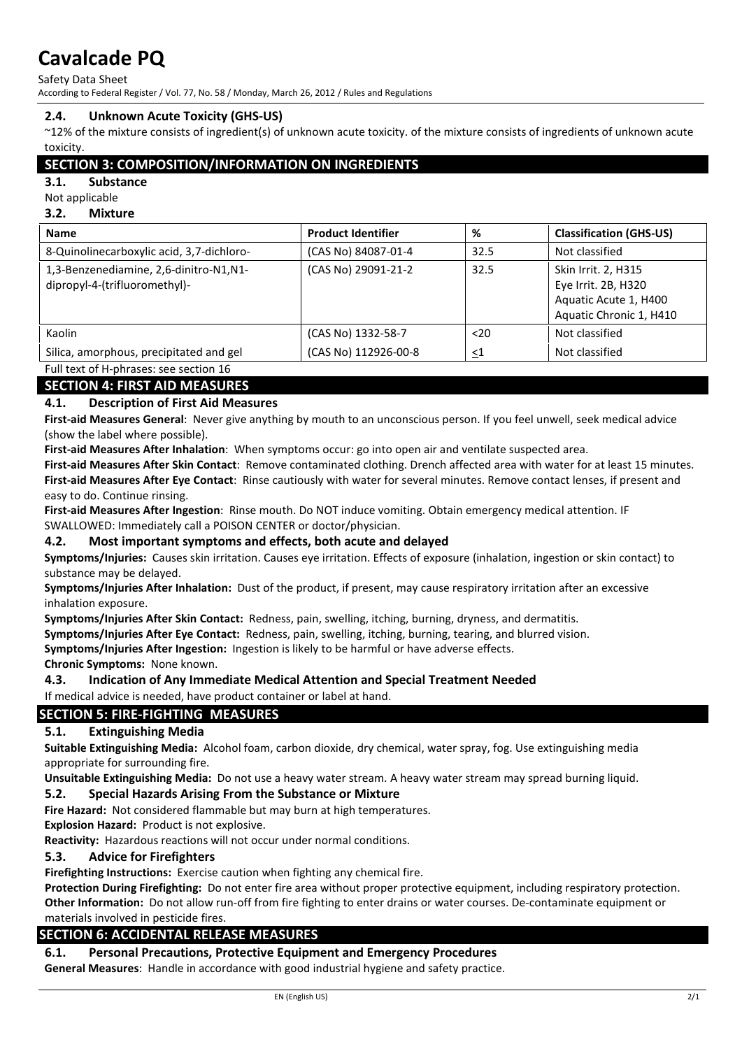### 2.4. Unknown Acute Toxicity (GHS-US)

~12% of the mixture consists of ingredient(s) of unknown acute toxicity. of the mixture consists of ingredients of unknown acute toxicity.

## SECTION 3: COMPOSITION/INFORMATION ON INGREDIENTS

### 3.1. Substance

Not applicable

### 3.2. Mixture

| Name | Product Identifier | % | Classification (GHS-US) |
|---|---|---|---|
| 8-Quinolinecarboxylic acid, 3,7-dichloro- | (CAS No) 84087-01-4 | 32.5 | Not classified |
| 1,3-Benzenediamine, 2,6-dinitro-N1,N1-dipropyl-4-(trifluoromethyl)- | (CAS No) 29091-21-2 | 32.5 | Skin Irrit. 2, H315<br>Eye Irrit. 2B, H320<br>Aquatic Acute 1, H400<br>Aquatic Chronic 1, H410 |
| Kaolin | (CAS No) 1332-58-7 | <20 | Not classified |
| Silica, amorphous, precipitated and gel | (CAS No) 112926-00-8 | ≤1 | Not classified |

Full text of H-phrases: see section 16

## SECTION 4: FIRST AID MEASURES

### 4.1. Description of First Aid Measures

**First-aid Measures General**: Never give anything by mouth to an unconscious person. If you feel unwell, seek medical advice (show the label where possible).

**First-aid Measures After Inhalation**: When symptoms occur: go into open air and ventilate suspected area.

**First-aid Measures After Skin Contact**: Remove contaminated clothing. Drench affected area with water for at least 15 minutes.

**First-aid Measures After Eye Contact**: Rinse cautiously with water for several minutes. Remove contact lenses, if present and easy to do. Continue rinsing.

**First-aid Measures After Ingestion**: Rinse mouth. Do NOT induce vomiting. Obtain emergency medical attention. IF SWALLOWED: Immediately call a POISON CENTER or doctor/physician.

### 4.2. Most important symptoms and effects, both acute and delayed

**Symptoms/Injuries:** Causes skin irritation. Causes eye irritation. Effects of exposure (inhalation, ingestion or skin contact) to substance may be delayed.

**Symptoms/Injuries After Inhalation:** Dust of the product, if present, may cause respiratory irritation after an excessive inhalation exposure.

**Symptoms/Injuries After Skin Contact:** Redness, pain, swelling, itching, burning, dryness, and dermatitis.

**Symptoms/Injuries After Eye Contact:** Redness, pain, swelling, itching, burning, tearing, and blurred vision.

**Symptoms/Injuries After Ingestion:** Ingestion is likely to be harmful or have adverse effects.

**Chronic Symptoms:** None known.

### 4.3. Indication of Any Immediate Medical Attention and Special Treatment Needed

If medical advice is needed, have product container or label at hand.

## SECTION 5: FIRE-FIGHTING MEASURES

### 5.1. Extinguishing Media

**Suitable Extinguishing Media:** Alcohol foam, carbon dioxide, dry chemical, water spray, fog. Use extinguishing media appropriate for surrounding fire.

**Unsuitable Extinguishing Media:** Do not use a heavy water stream. A heavy water stream may spread burning liquid.

### 5.2. Special Hazards Arising From the Substance or Mixture

**Fire Hazard:** Not considered flammable but may burn at high temperatures.

**Explosion Hazard:** Product is not explosive.

**Reactivity:** Hazardous reactions will not occur under normal conditions.

### 5.3. Advice for Firefighters

**Firefighting Instructions:** Exercise caution when fighting any chemical fire.

**Protection During Firefighting:** Do not enter fire area without proper protective equipment, including respiratory protection.

**Other Information:** Do not allow run-off from fire fighting to enter drains or water courses. De-contaminate equipment or materials involved in pesticide fires.

## SECTION 6: ACCIDENTAL RELEASE MEASURES

### 6.1. Personal Precautions, Protective Equipment and Emergency Procedures

**General Measures**: Handle in accordance with good industrial hygiene and safety practice.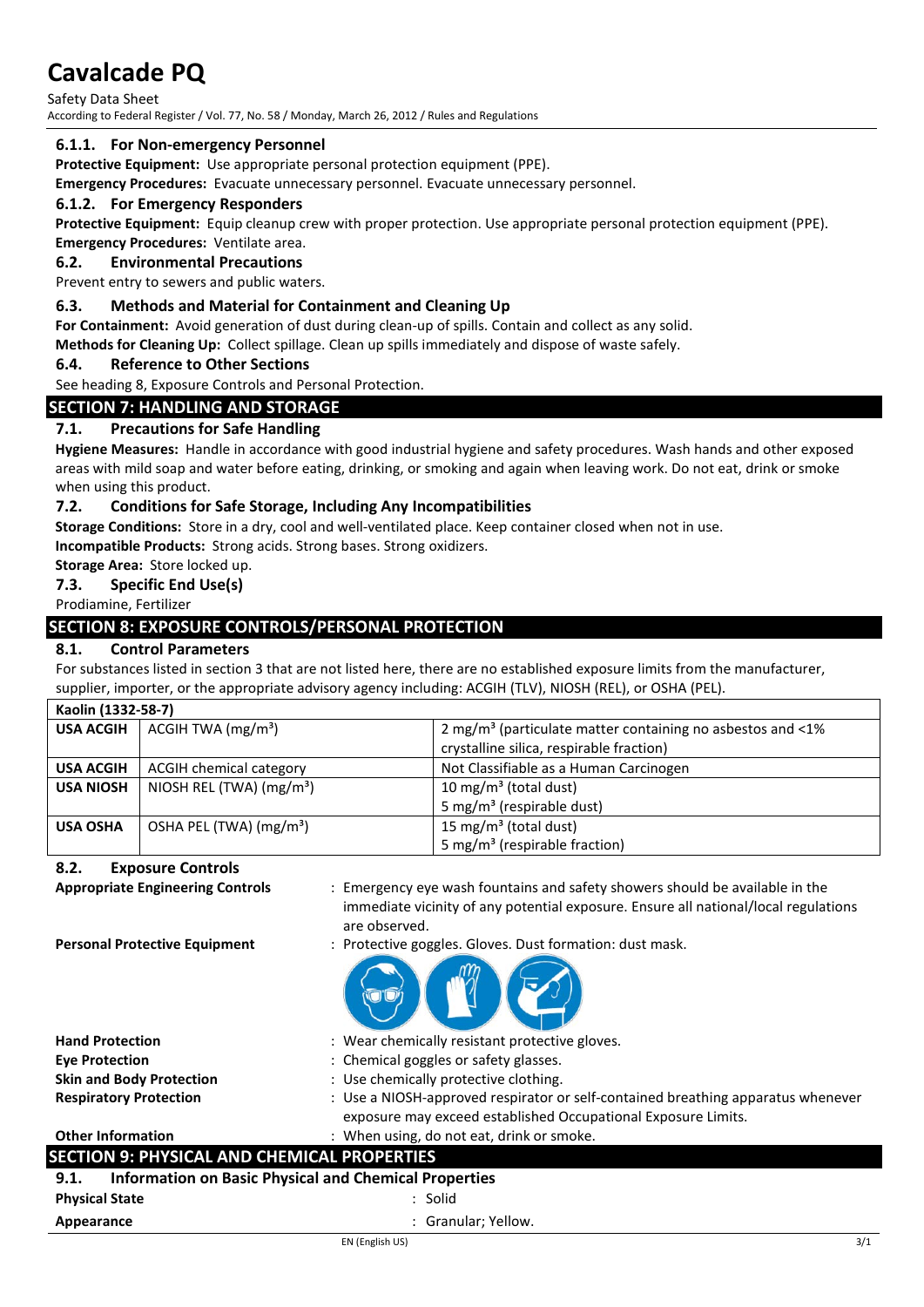#### 6.1.1. For Non-emergency Personnel

**Protective Equipment:** Use appropriate personal protection equipment (PPE).

**Emergency Procedures:** Evacuate unnecessary personnel. Evacuate unnecessary personnel.

#### 6.1.2. For Emergency Responders

**Protective Equipment:** Equip cleanup crew with proper protection. Use appropriate personal protection equipment (PPE).

**Emergency Procedures:** Ventilate area.

### 6.2. Environmental Precautions

Prevent entry to sewers and public waters.

### 6.3. Methods and Material for Containment and Cleaning Up

**For Containment:** Avoid generation of dust during clean-up of spills. Contain and collect as any solid.

**Methods for Cleaning Up:** Collect spillage. Clean up spills immediately and dispose of waste safely.

### 6.4. Reference to Other Sections

See heading 8, Exposure Controls and Personal Protection.

## SECTION 7: HANDLING AND STORAGE

### 7.1. Precautions for Safe Handling

**Hygiene Measures:** Handle in accordance with good industrial hygiene and safety procedures. Wash hands and other exposed areas with mild soap and water before eating, drinking, or smoking and again when leaving work. Do not eat, drink or smoke when using this product.

### 7.2. Conditions for Safe Storage, Including Any Incompatibilities

**Storage Conditions:** Store in a dry, cool and well-ventilated place. Keep container closed when not in use.

**Incompatible Products:** Strong acids. Strong bases. Strong oxidizers.

**Storage Area:** Store locked up.

### 7.3. Specific End Use(s)

Prodiamine, Fertilizer

## SECTION 8: EXPOSURE CONTROLS/PERSONAL PROTECTION

### 8.1. Control Parameters

For substances listed in section 3 that are not listed here, there are no established exposure limits from the manufacturer, supplier, importer, or the appropriate advisory agency including: ACGIH (TLV), NIOSH (REL), or OSHA (PEL).

| Kaolin (1332-58-7) | | |
|---|---|---|
| **USA ACGIH** | ACGIH TWA ($mg/m^3$) | 2 $mg/m^3$ (particulate matter containing no asbestos and <1% crystalline silica, respirable fraction) |
| **USA ACGIH** | ACGIH chemical category | Not Classifiable as a Human Carcinogen |
| **USA NIOSH** | NIOSH REL (TWA) ($mg/m^3$) | 10 $mg/m^3$ (total dust)<br>5 $mg/m^3$ (respirable dust) |
| **USA OSHA** | OSHA PEL (TWA) ($mg/m^3$) | 15 $mg/m^3$ (total dust)<br>5 $mg/m^3$ (respirable fraction) |

### 8.2. Exposure Controls

**Appropriate Engineering Controls** : Emergency eye wash fountains and safety showers should be available in the immediate vicinity of any potential exposure. Ensure all national/local regulations are observed.

**Personal Protective Equipment** : Protective goggles. Gloves. Dust formation: dust mask.

**Hand Protection** : Wear chemically resistant protective gloves.

**Eye Protection** : Chemical goggles or safety glasses.

**Skin and Body Protection** : Use chemically protective clothing.

**Respiratory Protection** : Use a NIOSH-approved respirator or self-contained breathing apparatus whenever exposure may exceed established Occupational Exposure Limits.

**Other Information** : When using, do not eat, drink or smoke.

## SECTION 9: PHYSICAL AND CHEMICAL PROPERTIES

### 9.1. Information on Basic Physical and Chemical Properties

**Physical State** : Solid

**Appearance** : Granular; Yellow.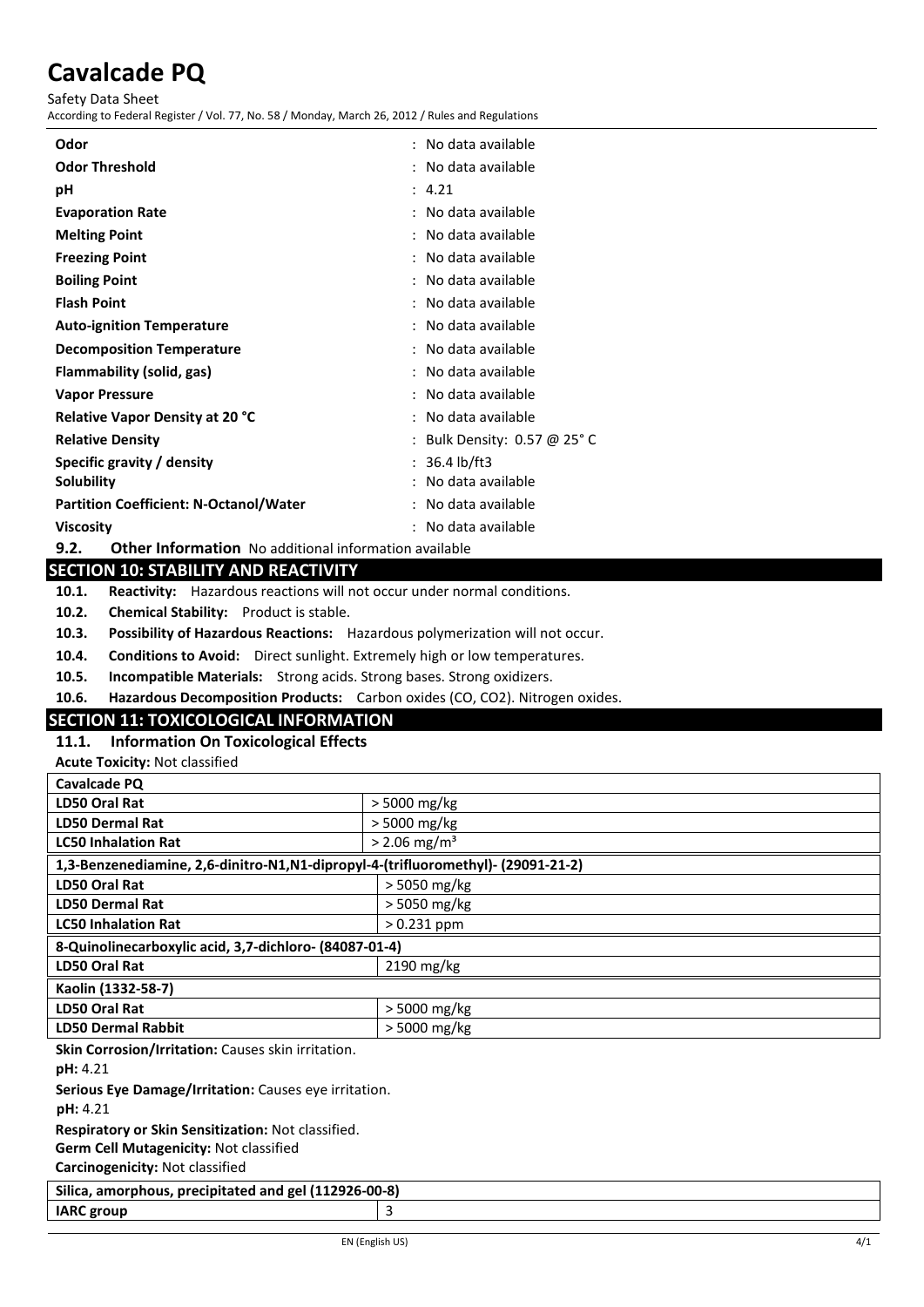| | |
|---|---|
| **Odor** | : No data available |
| **Odor Threshold** | : No data available |
| **pH** | : 4.21 |
| **Evaporation Rate** | : No data available |
| **Melting Point** | : No data available |
| **Freezing Point** | : No data available |
| **Boiling Point** | : No data available |
| **Flash Point** | : No data available |
| **Auto-ignition Temperature** | : No data available |
| **Decomposition Temperature** | : No data available |
| **Flammability (solid, gas)** | : No data available |
| **Vapor Pressure** | : No data available |
| **Relative Vapor Density at 20 °C** | : No data available |
| **Relative Density** | : Bulk Density: 0.57 @ 25° C |
| **Specific gravity / density** | : 36.4 lb/ft3 |
| **Solubility** | : No data available |
| **Partition Coefficient: N-Octanol/Water** | : No data available |
| **Viscosity** | : No data available |

**9.2. Other Information** No additional information available

## SECTION 10: STABILITY AND REACTIVITY

**10.1. Reactivity:** Hazardous reactions will not occur under normal conditions.

**10.2. Chemical Stability:** Product is stable.

**10.3. Possibility of Hazardous Reactions:** Hazardous polymerization will not occur.

**10.4. Conditions to Avoid:** Direct sunlight. Extremely high or low temperatures.

**10.5. Incompatible Materials:** Strong acids. Strong bases. Strong oxidizers.

**10.6. Hazardous Decomposition Products:** Carbon oxides (CO, CO2). Nitrogen oxides.

## SECTION 11: TOXICOLOGICAL INFORMATION

### 11.1. Information On Toxicological Effects

**Acute Toxicity:** Not classified

| **Cavalcade PQ** | |
|---|---|
| **LD50 Oral Rat** | > 5000 mg/kg |
| **LD50 Dermal Rat** | > 5000 mg/kg |
| **LC50 Inhalation Rat** | > 2.06 mg/m³ |
| **1,3-Benzenediamine, 2,6-dinitro-N1,N1-dipropyl-4-(trifluoromethyl)- (29091-21-2)** | |
| **LD50 Oral Rat** | > 5050 mg/kg |
| **LD50 Dermal Rat** | > 5050 mg/kg |
| **LC50 Inhalation Rat** | > 0.231 ppm |
| **8-Quinolinecarboxylic acid, 3,7-dichloro- (84087-01-4)** | |
| **LD50 Oral Rat** | 2190 mg/kg |
| **Kaolin (1332-58-7)** | |
| **LD50 Oral Rat** | > 5000 mg/kg |
| **LD50 Dermal Rabbit** | > 5000 mg/kg |

**Skin Corrosion/Irritation:** Causes skin irritation.

**pH:** 4.21

**Serious Eye Damage/Irritation:** Causes eye irritation.

**pH:** 4.21

**Respiratory or Skin Sensitization:** Not classified.

**Germ Cell Mutagenicity:** Not classified

**Carcinogenicity:** Not classified

| **Silica, amorphous, precipitated and gel (112926-00-8)** | |
|---|---|
| **IARC group** | 3 |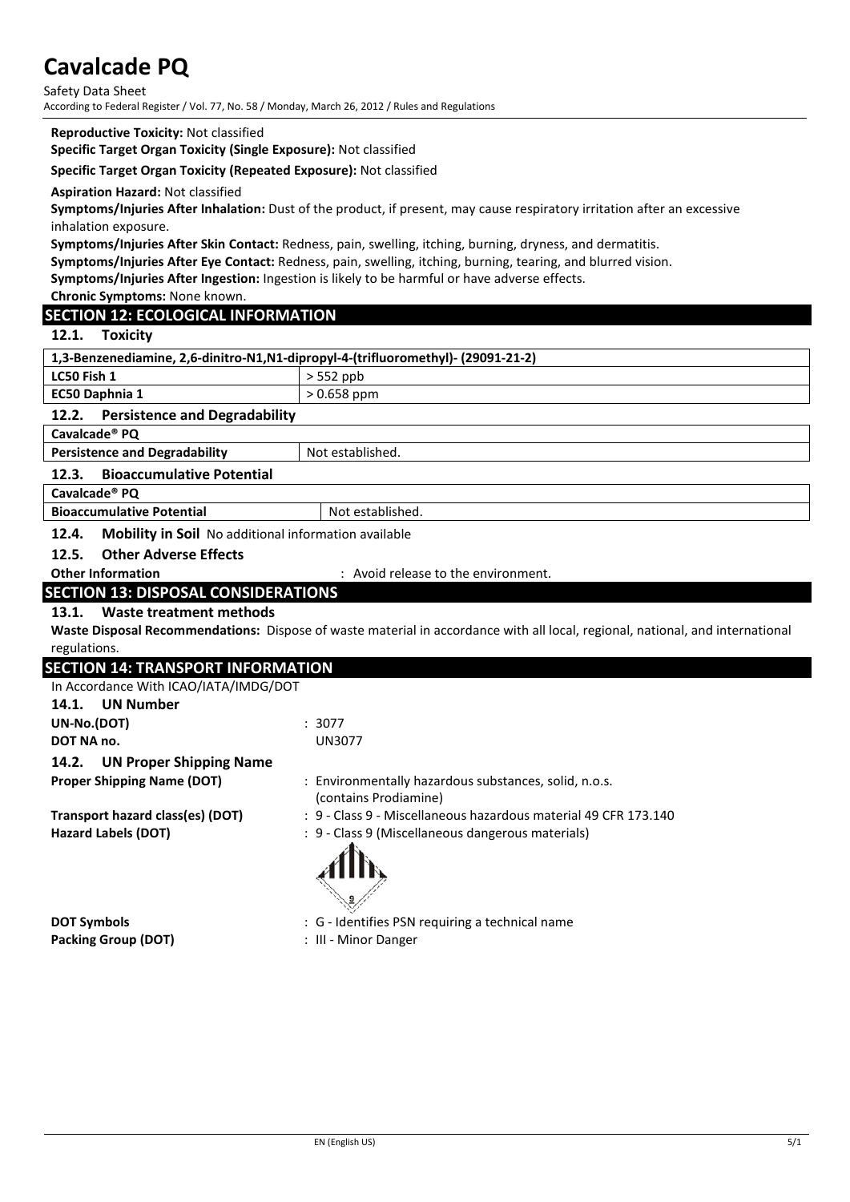**Reproductive Toxicity:** Not classified

**Specific Target Organ Toxicity (Single Exposure):** Not classified

**Specific Target Organ Toxicity (Repeated Exposure):** Not classified

**Aspiration Hazard:** Not classified

**Symptoms/Injuries After Inhalation:** Dust of the product, if present, may cause respiratory irritation after an excessive inhalation exposure.

**Symptoms/Injuries After Skin Contact:** Redness, pain, swelling, itching, burning, dryness, and dermatitis.

**Symptoms/Injuries After Eye Contact:** Redness, pain, swelling, itching, burning, tearing, and blurred vision.

**Symptoms/Injuries After Ingestion:** Ingestion is likely to be harmful or have adverse effects.

**Chronic Symptoms:** None known.

## SECTION 12: ECOLOGICAL INFORMATION

### 12.1. Toxicity

| 1,3-Benzenediamine, 2,6-dinitro-N1,N1-dipropyl-4-(trifluoromethyl)- (29091-21-2) | |
|---|---|
| LC50 Fish 1 | > 552 ppb |
| EC50 Daphnia 1 | > 0.658 ppm |

### 12.2. Persistence and Degradability

| Cavalcade® PQ | |
|---|---|
| Persistence and Degradability | Not established. |

### 12.3. Bioaccumulative Potential

| Cavalcade® PQ | |
|---|---|
| Bioaccumulative Potential | Not established. |

### 12.4. Mobility in Soil

No additional information available

### 12.5. Other Adverse Effects

**Other Information** : Avoid release to the environment.

## SECTION 13: DISPOSAL CONSIDERATIONS

### 13.1. Waste treatment methods

**Waste Disposal Recommendations:** Dispose of waste material in accordance with all local, regional, national, and international regulations.

## SECTION 14: TRANSPORT INFORMATION

In Accordance With ICAO/IATA/IMDG/DOT

### 14.1. UN Number

**UN-No.(DOT)** : 3077

**DOT NA no.** UN3077

### 14.2. UN Proper Shipping Name

**Proper Shipping Name (DOT)** : Environmentally hazardous substances, solid, n.o.s. (contains Prodiamine)

**Transport hazard class(es) (DOT)** : 9 - Class 9 - Miscellaneous hazardous material 49 CFR 173.140

**Hazard Labels (DOT)** : 9 - Class 9 (Miscellaneous dangerous materials)

**DOT Symbols** : G - Identifies PSN requiring a technical name

**Packing Group (DOT)** : III - Minor Danger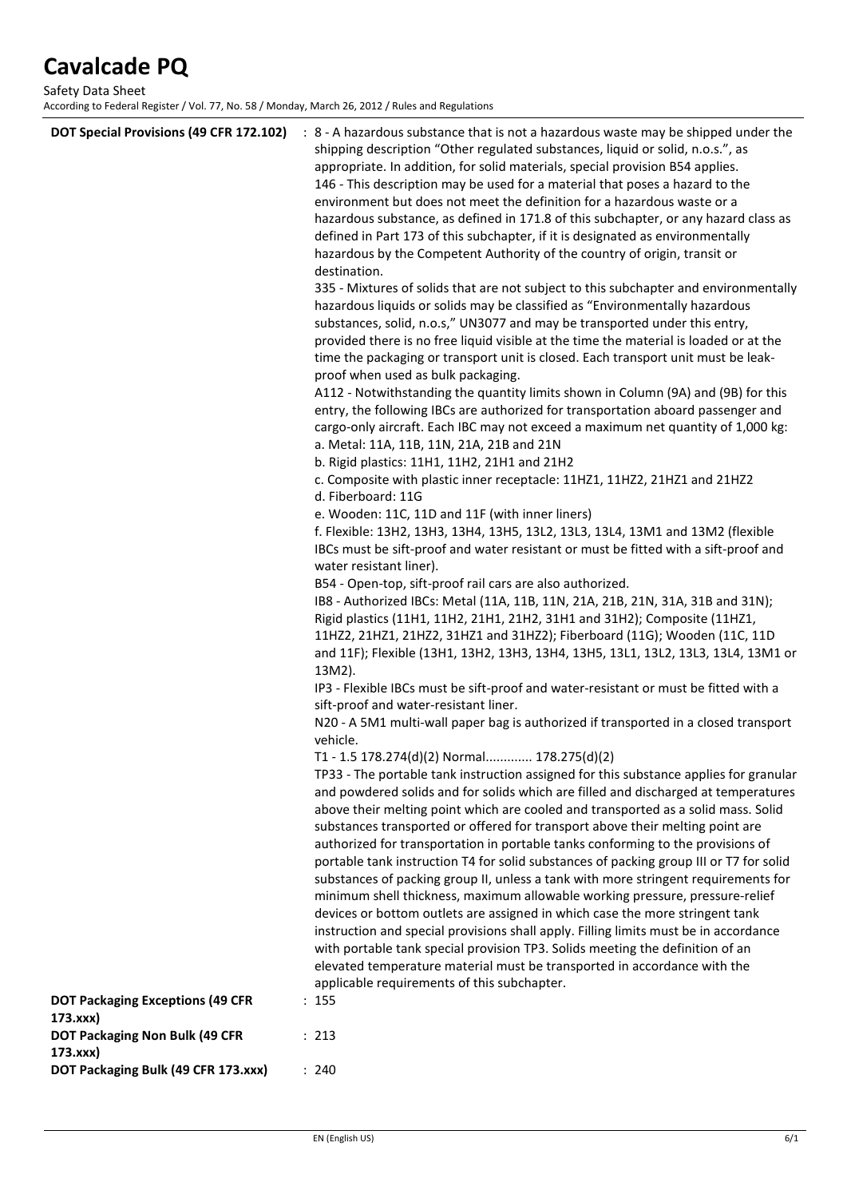| | |
|---|---|
| **DOT Special Provisions (49 CFR 172.102)** | : 8 - A hazardous substance that is not a hazardous waste may be shipped under the shipping description "Other regulated substances, liquid or solid, n.o.s.", as appropriate. In addition, for solid materials, special provision B54 applies.<br>146 - This description may be used for a material that poses a hazard to the environment but does not meet the definition for a hazardous waste or a hazardous substance, as defined in 171.8 of this subchapter, or any hazard class as defined in Part 173 of this subchapter, if it is designated as environmentally hazardous by the Competent Authority of the country of origin, transit or destination.<br>335 - Mixtures of solids that are not subject to this subchapter and environmentally hazardous liquids or solids may be classified as "Environmentally hazardous substances, solid, n.o.s," UN3077 and may be transported under this entry, provided there is no free liquid visible at the time the material is loaded or at the time the packaging or transport unit is closed. Each transport unit must be leak-proof when used as bulk packaging.<br>A112 - Notwithstanding the quantity limits shown in Column (9A) and (9B) for this entry, the following IBCs are authorized for transportation aboard passenger and cargo-only aircraft. Each IBC may not exceed a maximum net quantity of 1,000 kg:<br>a. Metal: 11A, 11B, 11N, 21A, 21B and 21N<br>b. Rigid plastics: 11H1, 11H2, 21H1 and 21H2<br>c. Composite with plastic inner receptacle: 11HZ1, 11HZ2, 21HZ1 and 21HZ2<br>d. Fiberboard: 11G<br>e. Wooden: 11C, 11D and 11F (with inner liners)<br>f. Flexible: 13H2, 13H3, 13H4, 13H5, 13L2, 13L3, 13L4, 13M1 and 13M2 (flexible IBCs must be sift-proof and water resistant or must be fitted with a sift-proof and water resistant liner).<br>B54 - Open-top, sift-proof rail cars are also authorized.<br>IB8 - Authorized IBCs: Metal (11A, 11B, 11N, 21A, 21B, 21N, 31A, 31B and 31N); Rigid plastics (11H1, 11H2, 21H1, 21H2, 31H1 and 31H2); Composite (11HZ1, 11HZ2, 21HZ1, 21HZ2, 31HZ1 and 31HZ2); Fiberboard (11G); Wooden (11C, 11D and 11F); Flexible (13H1, 13H2, 13H3, 13H4, 13H5, 13L1, 13L2, 13L3, 13L4, 13M1 or 13M2).<br>IP3 - Flexible IBCs must be sift-proof and water-resistant or must be fitted with a sift-proof and water-resistant liner.<br>N20 - A 5M1 multi-wall paper bag is authorized if transported in a closed transport vehicle.<br>T1 - 1.5 178.274(d)(2) Normal............. 178.275(d)(2)<br>TP33 - The portable tank instruction assigned for this substance applies for granular and powdered solids and for solids which are filled and discharged at temperatures above their melting point which are cooled and transported as a solid mass. Solid substances transported or offered for transport above their melting point are authorized for transportation in portable tanks conforming to the provisions of portable tank instruction T4 for solid substances of packing group III or T7 for solid substances of packing group II, unless a tank with more stringent requirements for minimum shell thickness, maximum allowable working pressure, pressure-relief devices or bottom outlets are assigned in which case the more stringent tank instruction and special provisions shall apply. Filling limits must be in accordance with portable tank special provision TP3. Solids meeting the definition of an elevated temperature material must be transported in accordance with the applicable requirements of this subchapter. |
| **DOT Packaging Exceptions (49 CFR 173.xxx)** | : 155 |
| **DOT Packaging Non Bulk (49 CFR 173.xxx)** | : 213 |
| **DOT Packaging Bulk (49 CFR 173.xxx)** | : 240 |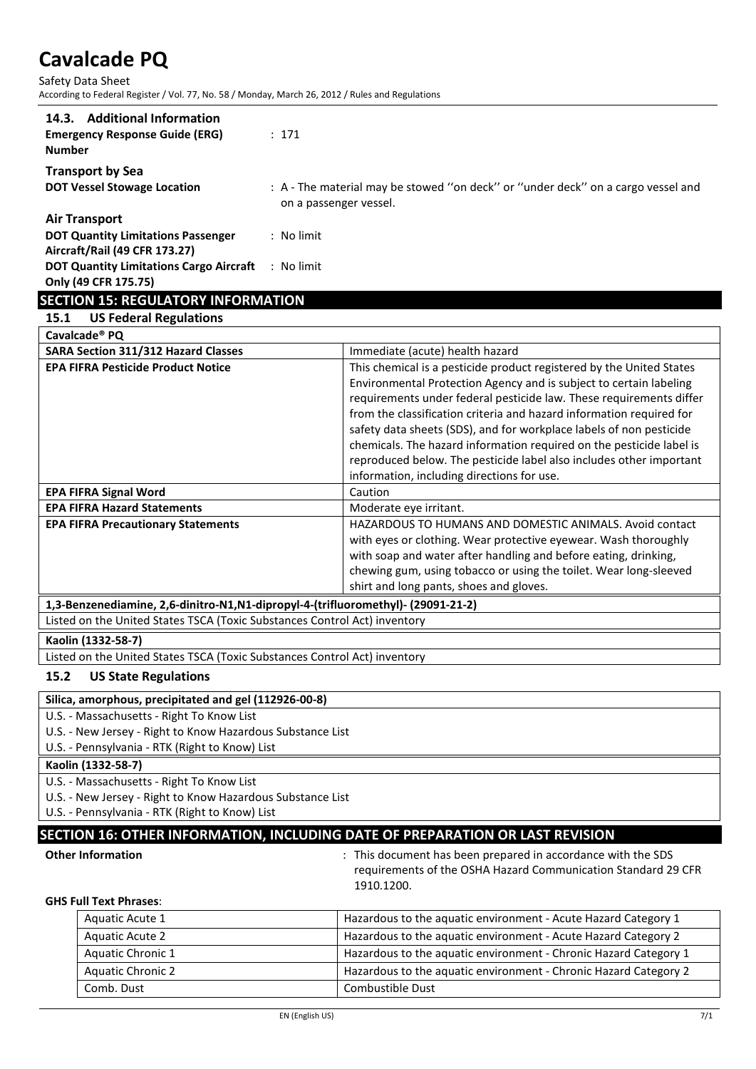### 14.3. Additional Information

**Emergency Response Guide (ERG) Number** : 171

**Transport by Sea**

**DOT Vessel Stowage Location** : A - The material may be stowed ''on deck'' or ''under deck'' on a cargo vessel and on a passenger vessel.

**Air Transport**

**DOT Quantity Limitations Passenger Aircraft/Rail (49 CFR 173.27)** : No limit

**DOT Quantity Limitations Cargo Aircraft Only (49 CFR 175.75)** : No limit

## SECTION 15: REGULATORY INFORMATION

### 15.1 US Federal Regulations

| Cavalcade® PQ | |
|---|---|
| **SARA Section 311/312 Hazard Classes** | Immediate (acute) health hazard |
| **EPA FIFRA Pesticide Product Notice** | This chemical is a pesticide product registered by the United States Environmental Protection Agency and is subject to certain labeling requirements under federal pesticide law. These requirements differ from the classification criteria and hazard information required for safety data sheets (SDS), and for workplace labels of non pesticide chemicals. The hazard information required on the pesticide label is reproduced below. The pesticide label also includes other important information, including directions for use. |
| **EPA FIFRA Signal Word** | Caution |
| **EPA FIFRA Hazard Statements** | Moderate eye irritant. |
| **EPA FIFRA Precautionary Statements** | HAZARDOUS TO HUMANS AND DOMESTIC ANIMALS. Avoid contact with eyes or clothing. Wear protective eyewear. Wash thoroughly with soap and water after handling and before eating, drinking, chewing gum, using tobacco or using the toilet. Wear long-sleeved shirt and long pants, shoes and gloves. |

**1,3-Benzenediamine, 2,6-dinitro-N1,N1-dipropyl-4-(trifluoromethyl)- (29091-21-2)**

Listed on the United States TSCA (Toxic Substances Control Act) inventory

**Kaolin (1332-58-7)**

Listed on the United States TSCA (Toxic Substances Control Act) inventory

### 15.2 US State Regulations

**Silica, amorphous, precipitated and gel (112926-00-8)**

U.S. - Massachusetts - Right To Know List
U.S. - New Jersey - Right to Know Hazardous Substance List
U.S. - Pennsylvania - RTK (Right to Know) List

**Kaolin (1332-58-7)**

U.S. - Massachusetts - Right To Know List
U.S. - New Jersey - Right to Know Hazardous Substance List
U.S. - Pennsylvania - RTK (Right to Know) List

## SECTION 16: OTHER INFORMATION, INCLUDING DATE OF PREPARATION OR LAST REVISION

**Other Information** : This document has been prepared in accordance with the SDS requirements of the OSHA Hazard Communication Standard 29 CFR 1910.1200.

**GHS Full Text Phrases**:

| | |
|---|---|
| Aquatic Acute 1 | Hazardous to the aquatic environment - Acute Hazard Category 1 |
| Aquatic Acute 2 | Hazardous to the aquatic environment - Acute Hazard Category 2 |
| Aquatic Chronic 1 | Hazardous to the aquatic environment - Chronic Hazard Category 1 |
| Aquatic Chronic 2 | Hazardous to the aquatic environment - Chronic Hazard Category 2 |
| Comb. Dust | Combustible Dust |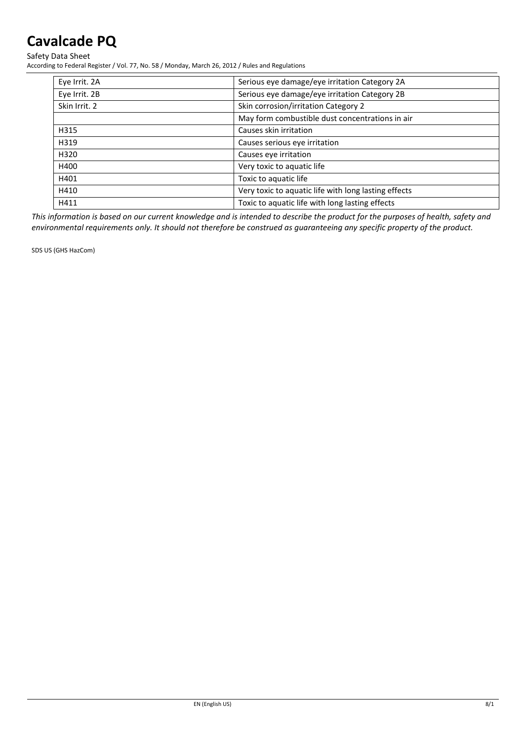| | |
|---|---|
| Eye Irrit. 2A | Serious eye damage/eye irritation Category 2A |
| Eye Irrit. 2B | Serious eye damage/eye irritation Category 2B |
| Skin Irrit. 2 | Skin corrosion/irritation Category 2 |
| | May form combustible dust concentrations in air |
| H315 | Causes skin irritation |
| H319 | Causes serious eye irritation |
| H320 | Causes eye irritation |
| H400 | Very toxic to aquatic life |
| H401 | Toxic to aquatic life |
| H410 | Very toxic to aquatic life with long lasting effects |
| H411 | Toxic to aquatic life with long lasting effects |

*This information is based on our current knowledge and is intended to describe the product for the purposes of health, safety and environmental requirements only. It should not therefore be construed as guaranteeing any specific property of the product.*

SDS US (GHS HazCom)